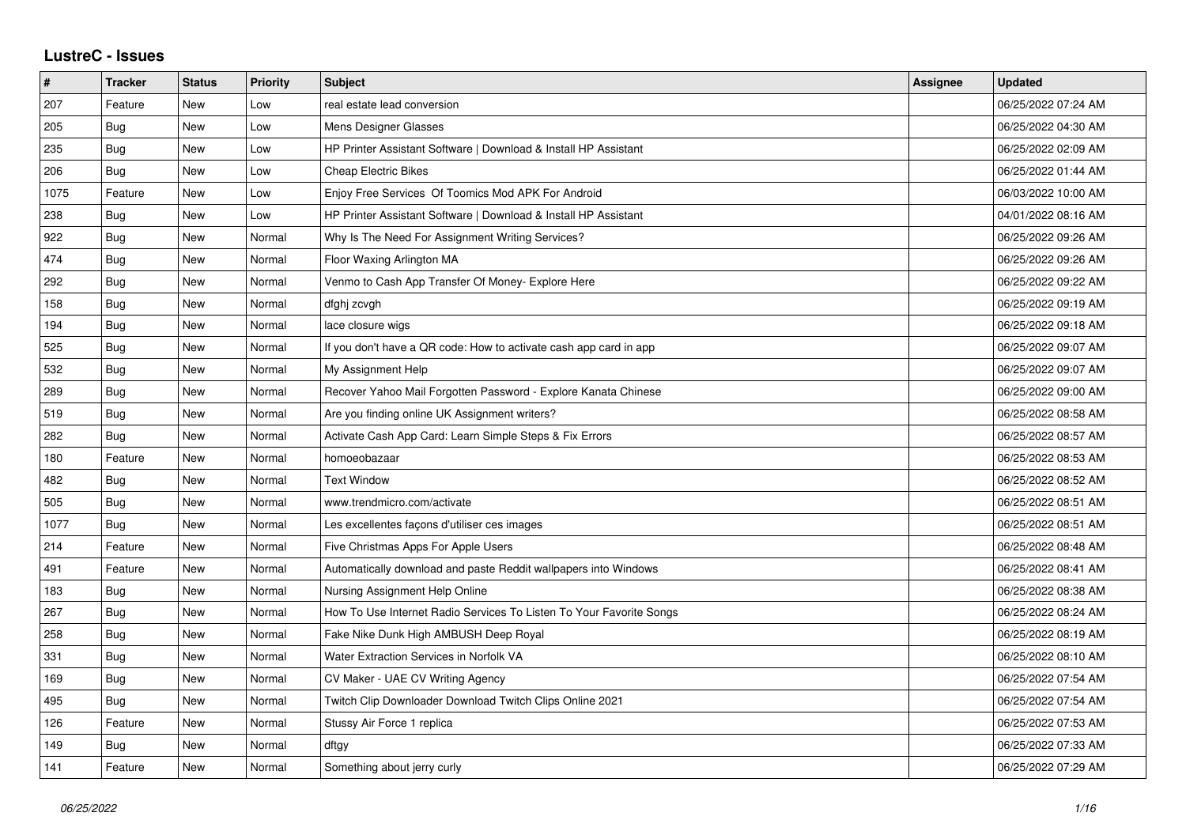# LustreC - Issues

| # | Tracker | Status | Priority | Subject | Assignee | Updated |
|---|---|---|---|---|---|---|
| 207 | Feature | New | Low | real estate lead conversion | | 06/25/2022 07:24 AM |
| 205 | Bug | New | Low | Mens Designer Glasses | | 06/25/2022 04:30 AM |
| 235 | Bug | New | Low | HP Printer Assistant Software \| Download & Install HP Assistant | | 06/25/2022 02:09 AM |
| 206 | Bug | New | Low | Cheap Electric Bikes | | 06/25/2022 01:44 AM |
| 1075 | Feature | New | Low | Enjoy Free Services Of Toomics Mod APK For Android | | 06/03/2022 10:00 AM |
| 238 | Bug | New | Low | HP Printer Assistant Software \| Download & Install HP Assistant | | 04/01/2022 08:16 AM |
| 922 | Bug | New | Normal | Why Is The Need For Assignment Writing Services? | | 06/25/2022 09:26 AM |
| 474 | Bug | New | Normal | Floor Waxing Arlington MA | | 06/25/2022 09:26 AM |
| 292 | Bug | New | Normal | Venmo to Cash App Transfer Of Money- Explore Here | | 06/25/2022 09:22 AM |
| 158 | Bug | New | Normal | dfghj zcvgh | | 06/25/2022 09:19 AM |
| 194 | Bug | New | Normal | lace closure wigs | | 06/25/2022 09:18 AM |
| 525 | Bug | New | Normal | If you don't have a QR code: How to activate cash app card in app | | 06/25/2022 09:07 AM |
| 532 | Bug | New | Normal | My Assignment Help | | 06/25/2022 09:07 AM |
| 289 | Bug | New | Normal | Recover Yahoo Mail Forgotten Password - Explore Kanata Chinese | | 06/25/2022 09:00 AM |
| 519 | Bug | New | Normal | Are you finding online UK Assignment writers? | | 06/25/2022 08:58 AM |
| 282 | Bug | New | Normal | Activate Cash App Card: Learn Simple Steps & Fix Errors | | 06/25/2022 08:57 AM |
| 180 | Feature | New | Normal | homoeobazaar | | 06/25/2022 08:53 AM |
| 482 | Bug | New | Normal | Text Window | | 06/25/2022 08:52 AM |
| 505 | Bug | New | Normal | www.trendmicro.com/activate | | 06/25/2022 08:51 AM |
| 1077 | Bug | New | Normal | Les excellentes façons d'utiliser ces images | | 06/25/2022 08:51 AM |
| 214 | Feature | New | Normal | Five Christmas Apps For Apple Users | | 06/25/2022 08:48 AM |
| 491 | Feature | New | Normal | Automatically download and paste Reddit wallpapers into Windows | | 06/25/2022 08:41 AM |
| 183 | Bug | New | Normal | Nursing Assignment Help Online | | 06/25/2022 08:38 AM |
| 267 | Bug | New | Normal | How To Use Internet Radio Services To Listen To Your Favorite Songs | | 06/25/2022 08:24 AM |
| 258 | Bug | New | Normal | Fake Nike Dunk High AMBUSH Deep Royal | | 06/25/2022 08:19 AM |
| 331 | Bug | New | Normal | Water Extraction Services in Norfolk VA | | 06/25/2022 08:10 AM |
| 169 | Bug | New | Normal | CV Maker - UAE CV Writing Agency | | 06/25/2022 07:54 AM |
| 495 | Bug | New | Normal | Twitch Clip Downloader Download Twitch Clips Online 2021 | | 06/25/2022 07:54 AM |
| 126 | Feature | New | Normal | Stussy Air Force 1 replica | | 06/25/2022 07:53 AM |
| 149 | Bug | New | Normal | dftgy | | 06/25/2022 07:33 AM |
| 141 | Feature | New | Normal | Something about jerry curly | | 06/25/2022 07:29 AM |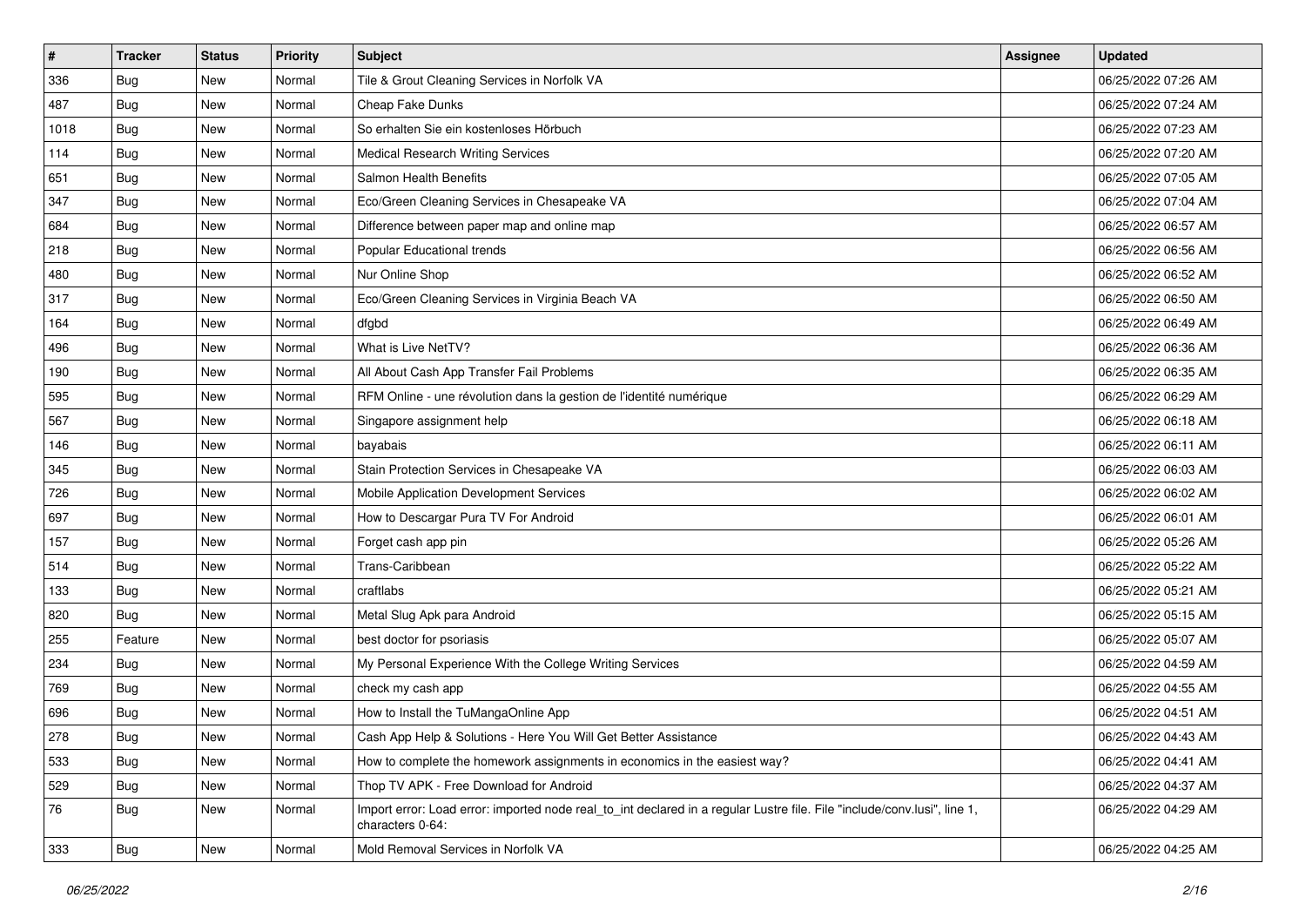| # | Tracker | Status | Priority | Subject | Assignee | Updated |
|---|---|---|---|---|---|---|
| 336 | Bug | New | Normal | Tile & Grout Cleaning Services in Norfolk VA | | 06/25/2022 07:26 AM |
| 487 | Bug | New | Normal | Cheap Fake Dunks | | 06/25/2022 07:24 AM |
| 1018 | Bug | New | Normal | So erhalten Sie ein kostenloses Hörbuch | | 06/25/2022 07:23 AM |
| 114 | Bug | New | Normal | Medical Research Writing Services | | 06/25/2022 07:20 AM |
| 651 | Bug | New | Normal | Salmon Health Benefits | | 06/25/2022 07:05 AM |
| 347 | Bug | New | Normal | Eco/Green Cleaning Services in Chesapeake VA | | 06/25/2022 07:04 AM |
| 684 | Bug | New | Normal | Difference between paper map and online map | | 06/25/2022 06:57 AM |
| 218 | Bug | New | Normal | Popular Educational trends | | 06/25/2022 06:56 AM |
| 480 | Bug | New | Normal | Nur Online Shop | | 06/25/2022 06:52 AM |
| 317 | Bug | New | Normal | Eco/Green Cleaning Services in Virginia Beach VA | | 06/25/2022 06:50 AM |
| 164 | Bug | New | Normal | dfgbd | | 06/25/2022 06:49 AM |
| 496 | Bug | New | Normal | What is Live NetTV? | | 06/25/2022 06:36 AM |
| 190 | Bug | New | Normal | All About Cash App Transfer Fail Problems | | 06/25/2022 06:35 AM |
| 595 | Bug | New | Normal | RFM Online - une révolution dans la gestion de l'identité numérique | | 06/25/2022 06:29 AM |
| 567 | Bug | New | Normal | Singapore assignment help | | 06/25/2022 06:18 AM |
| 146 | Bug | New | Normal | bayabais | | 06/25/2022 06:11 AM |
| 345 | Bug | New | Normal | Stain Protection Services in Chesapeake VA | | 06/25/2022 06:03 AM |
| 726 | Bug | New | Normal | Mobile Application Development Services | | 06/25/2022 06:02 AM |
| 697 | Bug | New | Normal | How to Descargar Pura TV For Android | | 06/25/2022 06:01 AM |
| 157 | Bug | New | Normal | Forget cash app pin | | 06/25/2022 05:26 AM |
| 514 | Bug | New | Normal | Trans-Caribbean | | 06/25/2022 05:22 AM |
| 133 | Bug | New | Normal | craftlabs | | 06/25/2022 05:21 AM |
| 820 | Bug | New | Normal | Metal Slug Apk para Android | | 06/25/2022 05:15 AM |
| 255 | Feature | New | Normal | best doctor for psoriasis | | 06/25/2022 05:07 AM |
| 234 | Bug | New | Normal | My Personal Experience With the College Writing Services | | 06/25/2022 04:59 AM |
| 769 | Bug | New | Normal | check my cash app | | 06/25/2022 04:55 AM |
| 696 | Bug | New | Normal | How to Install the TuMangaOnline App | | 06/25/2022 04:51 AM |
| 278 | Bug | New | Normal | Cash App Help & Solutions - Here You Will Get Better Assistance | | 06/25/2022 04:43 AM |
| 533 | Bug | New | Normal | How to complete the homework assignments in economics in the easiest way? | | 06/25/2022 04:41 AM |
| 529 | Bug | New | Normal | Thop TV APK - Free Download for Android | | 06/25/2022 04:37 AM |
| 76 | Bug | New | Normal | Import error: Load error: imported node real_to_int declared in a regular Lustre file. File "include/conv.lusi", line 1, characters 0-64: | | 06/25/2022 04:29 AM |
| 333 | Bug | New | Normal | Mold Removal Services in Norfolk VA | | 06/25/2022 04:25 AM |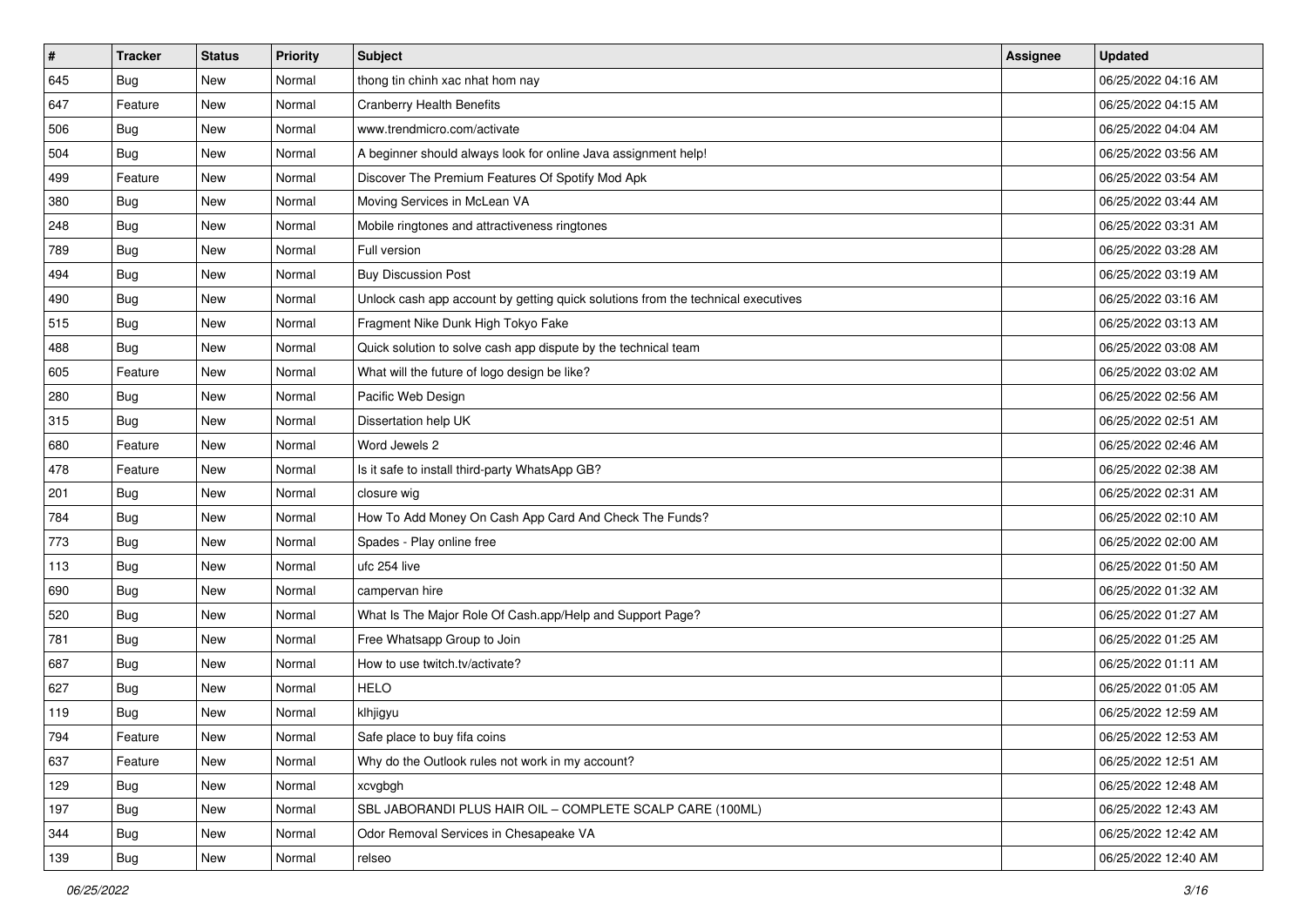| # | Tracker | Status | Priority | Subject | Assignee | Updated |
|---|---|---|---|---|---|---|
| 645 | Bug | New | Normal | thong tin chinh xac nhat hom nay | | 06/25/2022 04:16 AM |
| 647 | Feature | New | Normal | Cranberry Health Benefits | | 06/25/2022 04:15 AM |
| 506 | Bug | New | Normal | www.trendmicro.com/activate | | 06/25/2022 04:04 AM |
| 504 | Bug | New | Normal | A beginner should always look for online Java assignment help! | | 06/25/2022 03:56 AM |
| 499 | Feature | New | Normal | Discover The Premium Features Of Spotify Mod Apk | | 06/25/2022 03:54 AM |
| 380 | Bug | New | Normal | Moving Services in McLean VA | | 06/25/2022 03:44 AM |
| 248 | Bug | New | Normal | Mobile ringtones and attractiveness ringtones | | 06/25/2022 03:31 AM |
| 789 | Bug | New | Normal | Full version | | 06/25/2022 03:28 AM |
| 494 | Bug | New | Normal | Buy Discussion Post | | 06/25/2022 03:19 AM |
| 490 | Bug | New | Normal | Unlock cash app account by getting quick solutions from the technical executives | | 06/25/2022 03:16 AM |
| 515 | Bug | New | Normal | Fragment Nike Dunk High Tokyo Fake | | 06/25/2022 03:13 AM |
| 488 | Bug | New | Normal | Quick solution to solve cash app dispute by the technical team | | 06/25/2022 03:08 AM |
| 605 | Feature | New | Normal | What will the future of logo design be like? | | 06/25/2022 03:02 AM |
| 280 | Bug | New | Normal | Pacific Web Design | | 06/25/2022 02:56 AM |
| 315 | Bug | New | Normal | Dissertation help UK | | 06/25/2022 02:51 AM |
| 680 | Feature | New | Normal | Word Jewels 2 | | 06/25/2022 02:46 AM |
| 478 | Feature | New | Normal | Is it safe to install third-party WhatsApp GB? | | 06/25/2022 02:38 AM |
| 201 | Bug | New | Normal | closure wig | | 06/25/2022 02:31 AM |
| 784 | Bug | New | Normal | How To Add Money On Cash App Card And Check The Funds? | | 06/25/2022 02:10 AM |
| 773 | Bug | New | Normal | Spades - Play online free | | 06/25/2022 02:00 AM |
| 113 | Bug | New | Normal | ufc 254 live | | 06/25/2022 01:50 AM |
| 690 | Bug | New | Normal | campervan hire | | 06/25/2022 01:32 AM |
| 520 | Bug | New | Normal | What Is The Major Role Of Cash.app/Help and Support Page? | | 06/25/2022 01:27 AM |
| 781 | Bug | New | Normal | Free Whatsapp Group to Join | | 06/25/2022 01:25 AM |
| 687 | Bug | New | Normal | How to use twitch.tv/activate? | | 06/25/2022 01:11 AM |
| 627 | Bug | New | Normal | HELO | | 06/25/2022 01:05 AM |
| 119 | Bug | New | Normal | klhjigyu | | 06/25/2022 12:59 AM |
| 794 | Feature | New | Normal | Safe place to buy fifa coins | | 06/25/2022 12:53 AM |
| 637 | Feature | New | Normal | Why do the Outlook rules not work in my account? | | 06/25/2022 12:51 AM |
| 129 | Bug | New | Normal | xcvgbgh | | 06/25/2022 12:48 AM |
| 197 | Bug | New | Normal | SBL JABORANDI PLUS HAIR OIL – COMPLETE SCALP CARE (100ML) | | 06/25/2022 12:43 AM |
| 344 | Bug | New | Normal | Odor Removal Services in Chesapeake VA | | 06/25/2022 12:42 AM |
| 139 | Bug | New | Normal | relseo | | 06/25/2022 12:40 AM |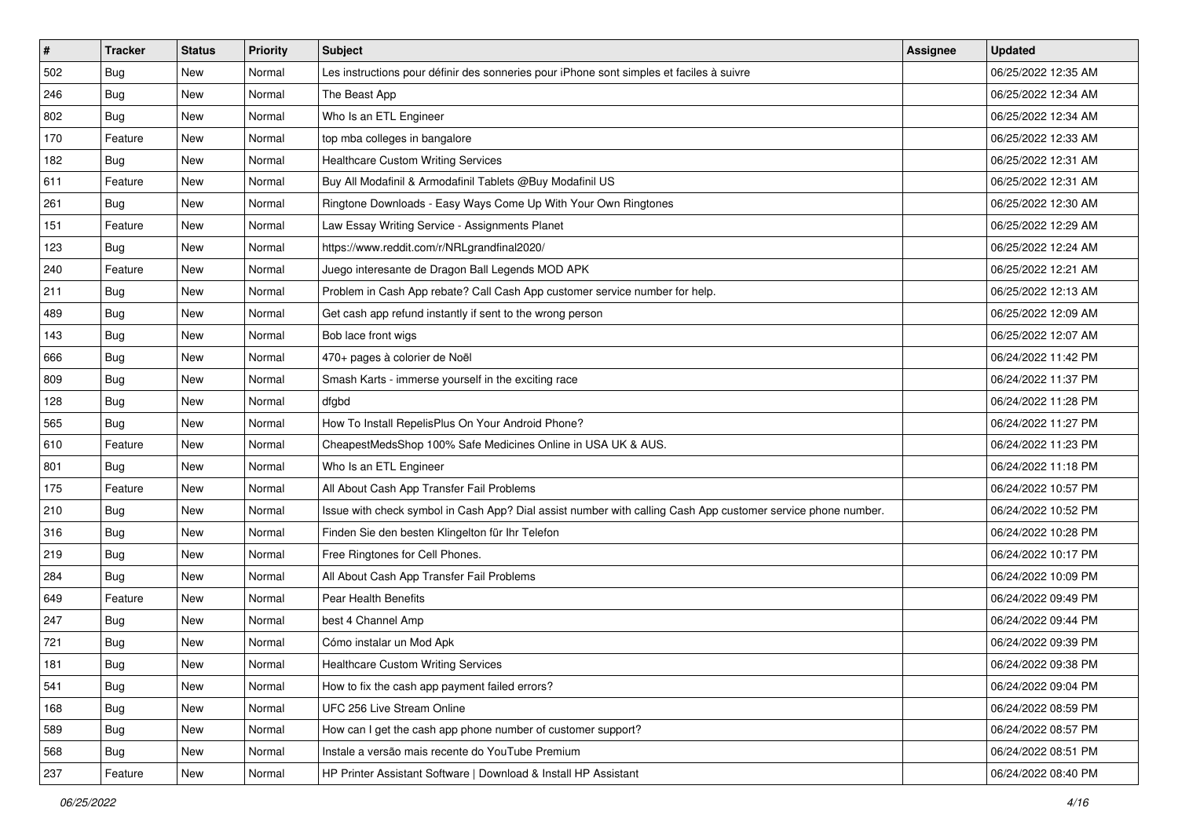| # | Tracker | Status | Priority | Subject | Assignee | Updated |
|---|---|---|---|---|---|---|
| 502 | Bug | New | Normal | Les instructions pour définir des sonneries pour iPhone sont simples et faciles à suivre | | 06/25/2022 12:35 AM |
| 246 | Bug | New | Normal | The Beast App | | 06/25/2022 12:34 AM |
| 802 | Bug | New | Normal | Who Is an ETL Engineer | | 06/25/2022 12:34 AM |
| 170 | Feature | New | Normal | top mba colleges in bangalore | | 06/25/2022 12:33 AM |
| 182 | Bug | New | Normal | Healthcare Custom Writing Services | | 06/25/2022 12:31 AM |
| 611 | Feature | New | Normal | Buy All Modafinil & Armodafinil Tablets @Buy Modafinil US | | 06/25/2022 12:31 AM |
| 261 | Bug | New | Normal | Ringtone Downloads - Easy Ways Come Up With Your Own Ringtones | | 06/25/2022 12:30 AM |
| 151 | Feature | New | Normal | Law Essay Writing Service - Assignments Planet | | 06/25/2022 12:29 AM |
| 123 | Bug | New | Normal | https://www.reddit.com/r/NRLgrandfinal2020/ | | 06/25/2022 12:24 AM |
| 240 | Feature | New | Normal | Juego interesante de Dragon Ball Legends MOD APK | | 06/25/2022 12:21 AM |
| 211 | Bug | New | Normal | Problem in Cash App rebate? Call Cash App customer service number for help. | | 06/25/2022 12:13 AM |
| 489 | Bug | New | Normal | Get cash app refund instantly if sent to the wrong person | | 06/25/2022 12:09 AM |
| 143 | Bug | New | Normal | Bob lace front wigs | | 06/25/2022 12:07 AM |
| 666 | Bug | New | Normal | 470+ pages à colorier de Noël | | 06/24/2022 11:42 PM |
| 809 | Bug | New | Normal | Smash Karts - immerse yourself in the exciting race | | 06/24/2022 11:37 PM |
| 128 | Bug | New | Normal | dfgbd | | 06/24/2022 11:28 PM |
| 565 | Bug | New | Normal | How To Install RepelisPlus On Your Android Phone? | | 06/24/2022 11:27 PM |
| 610 | Feature | New | Normal | CheapestMedsShop 100% Safe Medicines Online in USA UK & AUS. | | 06/24/2022 11:23 PM |
| 801 | Bug | New | Normal | Who Is an ETL Engineer | | 06/24/2022 11:18 PM |
| 175 | Feature | New | Normal | All About Cash App Transfer Fail Problems | | 06/24/2022 10:57 PM |
| 210 | Bug | New | Normal | Issue with check symbol in Cash App? Dial assist number with calling Cash App customer service phone number. | | 06/24/2022 10:52 PM |
| 316 | Bug | New | Normal | Finden Sie den besten Klingelton für Ihr Telefon | | 06/24/2022 10:28 PM |
| 219 | Bug | New | Normal | Free Ringtones for Cell Phones. | | 06/24/2022 10:17 PM |
| 284 | Bug | New | Normal | All About Cash App Transfer Fail Problems | | 06/24/2022 10:09 PM |
| 649 | Feature | New | Normal | Pear Health Benefits | | 06/24/2022 09:49 PM |
| 247 | Bug | New | Normal | best 4 Channel Amp | | 06/24/2022 09:44 PM |
| 721 | Bug | New | Normal | Cómo instalar un Mod Apk | | 06/24/2022 09:39 PM |
| 181 | Bug | New | Normal | Healthcare Custom Writing Services | | 06/24/2022 09:38 PM |
| 541 | Bug | New | Normal | How to fix the cash app payment failed errors? | | 06/24/2022 09:04 PM |
| 168 | Bug | New | Normal | UFC 256 Live Stream Online | | 06/24/2022 08:59 PM |
| 589 | Bug | New | Normal | How can I get the cash app phone number of customer support? | | 06/24/2022 08:57 PM |
| 568 | Bug | New | Normal | Instale a versão mais recente do YouTube Premium | | 06/24/2022 08:51 PM |
| 237 | Feature | New | Normal | HP Printer Assistant Software \| Download & Install HP Assistant | | 06/24/2022 08:40 PM |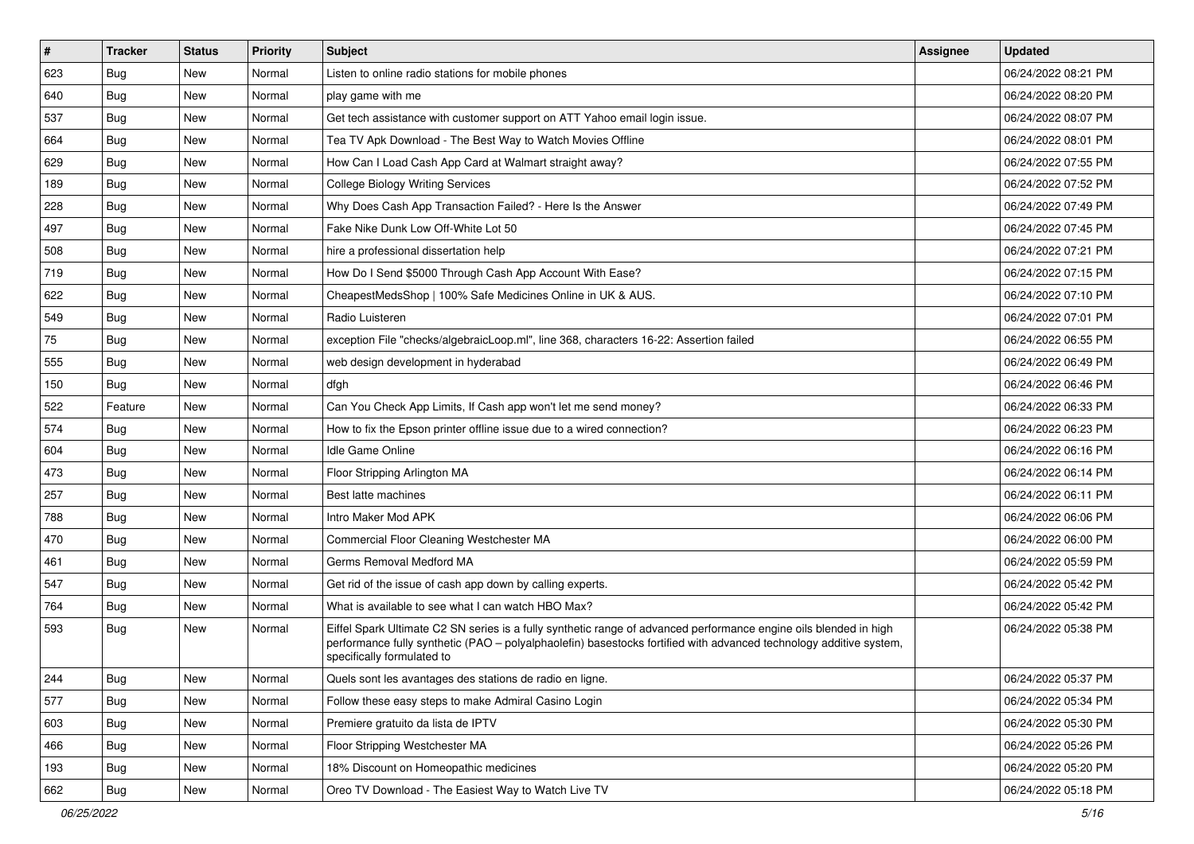| # | Tracker | Status | Priority | Subject | Assignee | Updated |
|---|---|---|---|---|---|---|
| 623 | Bug | New | Normal | Listen to online radio stations for mobile phones | | 06/24/2022 08:21 PM |
| 640 | Bug | New | Normal | play game with me | | 06/24/2022 08:20 PM |
| 537 | Bug | New | Normal | Get tech assistance with customer support on ATT Yahoo email login issue. | | 06/24/2022 08:07 PM |
| 664 | Bug | New | Normal | Tea TV Apk Download - The Best Way to Watch Movies Offline | | 06/24/2022 08:01 PM |
| 629 | Bug | New | Normal | How Can I Load Cash App Card at Walmart straight away? | | 06/24/2022 07:55 PM |
| 189 | Bug | New | Normal | College Biology Writing Services | | 06/24/2022 07:52 PM |
| 228 | Bug | New | Normal | Why Does Cash App Transaction Failed? - Here Is the Answer | | 06/24/2022 07:49 PM |
| 497 | Bug | New | Normal | Fake Nike Dunk Low Off-White Lot 50 | | 06/24/2022 07:45 PM |
| 508 | Bug | New | Normal | hire a professional dissertation help | | 06/24/2022 07:21 PM |
| 719 | Bug | New | Normal | How Do I Send $5000 Through Cash App Account With Ease? | | 06/24/2022 07:15 PM |
| 622 | Bug | New | Normal | CheapestMedsShop \| 100% Safe Medicines Online in UK & AUS. | | 06/24/2022 07:10 PM |
| 549 | Bug | New | Normal | Radio Luisteren | | 06/24/2022 07:01 PM |
| 75 | Bug | New | Normal | exception File "checks/algebraicLoop.ml", line 368, characters 16-22: Assertion failed | | 06/24/2022 06:55 PM |
| 555 | Bug | New | Normal | web design development in hyderabad | | 06/24/2022 06:49 PM |
| 150 | Bug | New | Normal | dfgh | | 06/24/2022 06:46 PM |
| 522 | Feature | New | Normal | Can You Check App Limits, If Cash app won't let me send money? | | 06/24/2022 06:33 PM |
| 574 | Bug | New | Normal | How to fix the Epson printer offline issue due to a wired connection? | | 06/24/2022 06:23 PM |
| 604 | Bug | New | Normal | Idle Game Online | | 06/24/2022 06:16 PM |
| 473 | Bug | New | Normal | Floor Stripping Arlington MA | | 06/24/2022 06:14 PM |
| 257 | Bug | New | Normal | Best latte machines | | 06/24/2022 06:11 PM |
| 788 | Bug | New | Normal | Intro Maker Mod APK | | 06/24/2022 06:06 PM |
| 470 | Bug | New | Normal | Commercial Floor Cleaning Westchester MA | | 06/24/2022 06:00 PM |
| 461 | Bug | New | Normal | Germs Removal Medford MA | | 06/24/2022 05:59 PM |
| 547 | Bug | New | Normal | Get rid of the issue of cash app down by calling experts. | | 06/24/2022 05:42 PM |
| 764 | Bug | New | Normal | What is available to see what I can watch HBO Max? | | 06/24/2022 05:42 PM |
| 593 | Bug | New | Normal | Eiffel Spark Ultimate C2 SN series is a fully synthetic range of advanced performance engine oils blended in high performance fully synthetic (PAO – polyalphaolefin) basestocks fortified with advanced technology additive system, specifically formulated to | | 06/24/2022 05:38 PM |
| 244 | Bug | New | Normal | Quels sont les avantages des stations de radio en ligne. | | 06/24/2022 05:37 PM |
| 577 | Bug | New | Normal | Follow these easy steps to make Admiral Casino Login | | 06/24/2022 05:34 PM |
| 603 | Bug | New | Normal | Premiere gratuito da lista de IPTV | | 06/24/2022 05:30 PM |
| 466 | Bug | New | Normal | Floor Stripping Westchester MA | | 06/24/2022 05:26 PM |
| 193 | Bug | New | Normal | 18% Discount on Homeopathic medicines | | 06/24/2022 05:20 PM |
| 662 | Bug | New | Normal | Oreo TV Download - The Easiest Way to Watch Live TV | | 06/24/2022 05:18 PM |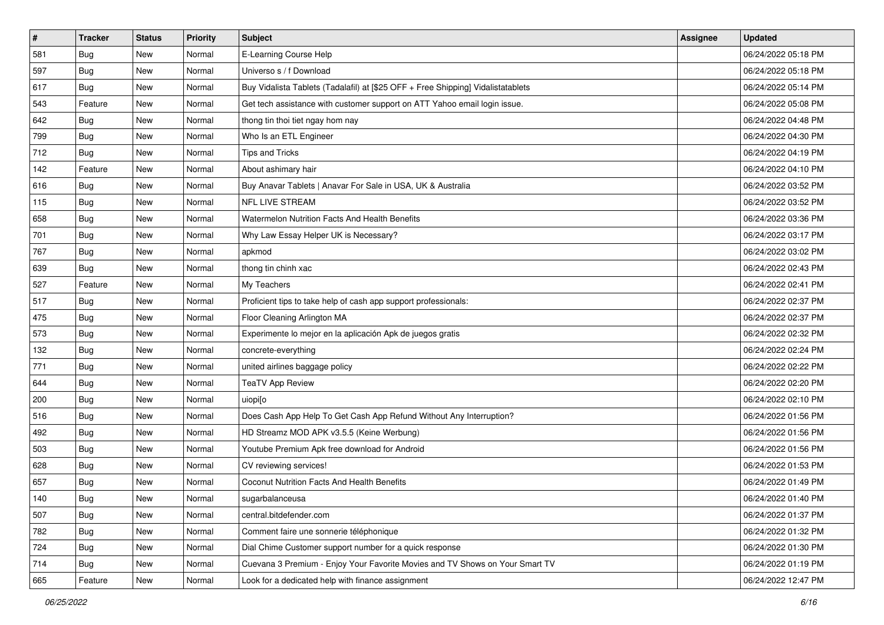| # | Tracker | Status | Priority | Subject | Assignee | Updated |
|---|---|---|---|---|---|---|
| 581 | Bug | New | Normal | E-Learning Course Help | | 06/24/2022 05:18 PM |
| 597 | Bug | New | Normal | Universo s / f Download | | 06/24/2022 05:18 PM |
| 617 | Bug | New | Normal | Buy Vidalista Tablets (Tadalafil) at [$25 OFF + Free Shipping] Vidalistatablets | | 06/24/2022 05:14 PM |
| 543 | Feature | New | Normal | Get tech assistance with customer support on ATT Yahoo email login issue. | | 06/24/2022 05:08 PM |
| 642 | Bug | New | Normal | thong tin thoi tiet ngay hom nay | | 06/24/2022 04:48 PM |
| 799 | Bug | New | Normal | Who Is an ETL Engineer | | 06/24/2022 04:30 PM |
| 712 | Bug | New | Normal | Tips and Tricks | | 06/24/2022 04:19 PM |
| 142 | Feature | New | Normal | About ashimary hair | | 06/24/2022 04:10 PM |
| 616 | Bug | New | Normal | Buy Anavar Tablets \| Anavar For Sale in USA, UK & Australia | | 06/24/2022 03:52 PM |
| 115 | Bug | New | Normal | NFL LIVE STREAM | | 06/24/2022 03:52 PM |
| 658 | Bug | New | Normal | Watermelon Nutrition Facts And Health Benefits | | 06/24/2022 03:36 PM |
| 701 | Bug | New | Normal | Why Law Essay Helper UK is Necessary? | | 06/24/2022 03:17 PM |
| 767 | Bug | New | Normal | apkmod | | 06/24/2022 03:02 PM |
| 639 | Bug | New | Normal | thong tin chinh xac | | 06/24/2022 02:43 PM |
| 527 | Feature | New | Normal | My Teachers | | 06/24/2022 02:41 PM |
| 517 | Bug | New | Normal | Proficient tips to take help of cash app support professionals: | | 06/24/2022 02:37 PM |
| 475 | Bug | New | Normal | Floor Cleaning Arlington MA | | 06/24/2022 02:37 PM |
| 573 | Bug | New | Normal | Experimente lo mejor en la aplicación Apk de juegos gratis | | 06/24/2022 02:32 PM |
| 132 | Bug | New | Normal | concrete-everything | | 06/24/2022 02:24 PM |
| 771 | Bug | New | Normal | united airlines baggage policy | | 06/24/2022 02:22 PM |
| 644 | Bug | New | Normal | TeaTV App Review | | 06/24/2022 02:20 PM |
| 200 | Bug | New | Normal | uiopi[o | | 06/24/2022 02:10 PM |
| 516 | Bug | New | Normal | Does Cash App Help To Get Cash App Refund Without Any Interruption? | | 06/24/2022 01:56 PM |
| 492 | Bug | New | Normal | HD Streamz MOD APK v3.5.5 (Keine Werbung) | | 06/24/2022 01:56 PM |
| 503 | Bug | New | Normal | Youtube Premium Apk free download for Android | | 06/24/2022 01:56 PM |
| 628 | Bug | New | Normal | CV reviewing services! | | 06/24/2022 01:53 PM |
| 657 | Bug | New | Normal | Coconut Nutrition Facts And Health Benefits | | 06/24/2022 01:49 PM |
| 140 | Bug | New | Normal | sugarbalanceusa | | 06/24/2022 01:40 PM |
| 507 | Bug | New | Normal | central.bitdefender.com | | 06/24/2022 01:37 PM |
| 782 | Bug | New | Normal | Comment faire une sonnerie téléphonique | | 06/24/2022 01:32 PM |
| 724 | Bug | New | Normal | Dial Chime Customer support number for a quick response | | 06/24/2022 01:30 PM |
| 714 | Bug | New | Normal | Cuevana 3 Premium - Enjoy Your Favorite Movies and TV Shows on Your Smart TV | | 06/24/2022 01:19 PM |
| 665 | Feature | New | Normal | Look for a dedicated help with finance assignment | | 06/24/2022 12:47 PM |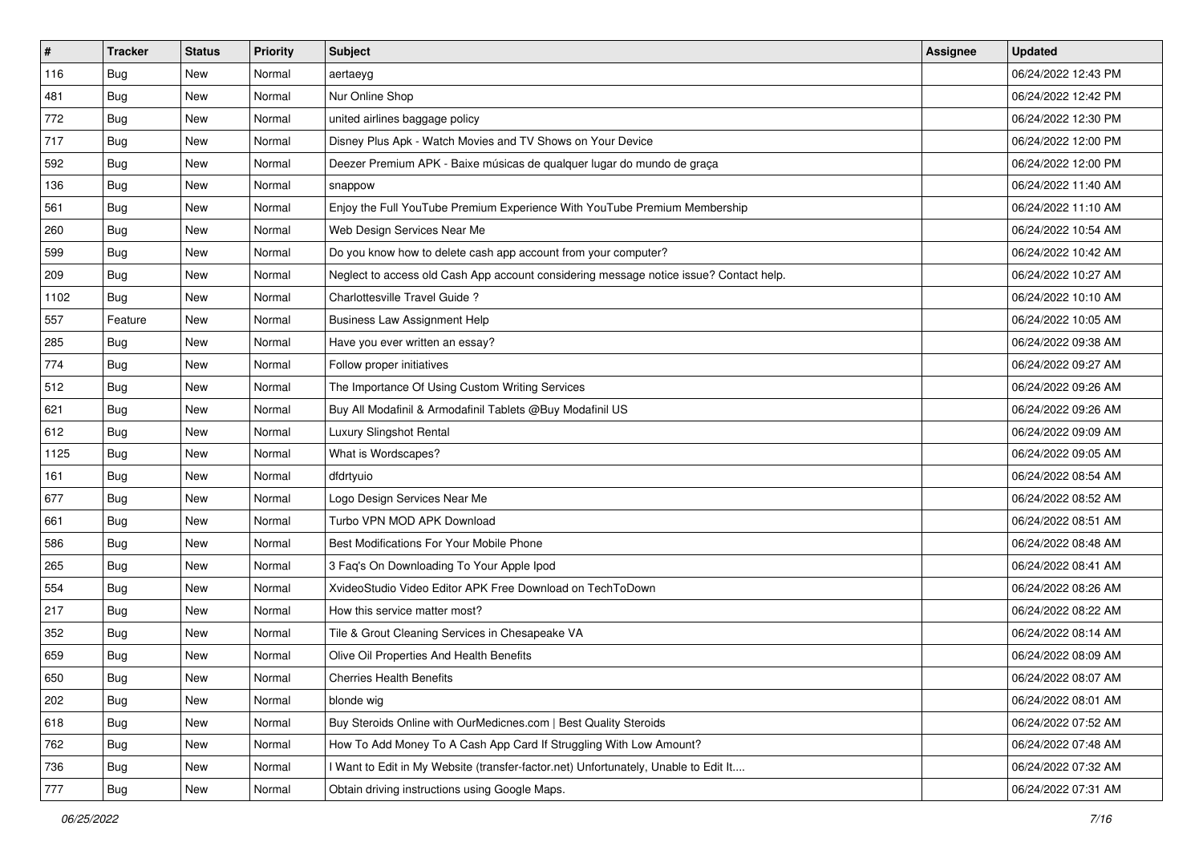| # | Tracker | Status | Priority | Subject | Assignee | Updated |
| --- | --- | --- | --- | --- | --- | --- |
| 116 | Bug | New | Normal | aertaeyg | | 06/24/2022 12:43 PM |
| 481 | Bug | New | Normal | Nur Online Shop | | 06/24/2022 12:42 PM |
| 772 | Bug | New | Normal | united airlines baggage policy | | 06/24/2022 12:30 PM |
| 717 | Bug | New | Normal | Disney Plus Apk - Watch Movies and TV Shows on Your Device | | 06/24/2022 12:00 PM |
| 592 | Bug | New | Normal | Deezer Premium APK - Baixe músicas de qualquer lugar do mundo de graça | | 06/24/2022 12:00 PM |
| 136 | Bug | New | Normal | snappow | | 06/24/2022 11:40 AM |
| 561 | Bug | New | Normal | Enjoy the Full YouTube Premium Experience With YouTube Premium Membership | | 06/24/2022 11:10 AM |
| 260 | Bug | New | Normal | Web Design Services Near Me | | 06/24/2022 10:54 AM |
| 599 | Bug | New | Normal | Do you know how to delete cash app account from your computer? | | 06/24/2022 10:42 AM |
| 209 | Bug | New | Normal | Neglect to access old Cash App account considering message notice issue? Contact help. | | 06/24/2022 10:27 AM |
| 1102 | Bug | New | Normal | Charlottesville Travel Guide ? | | 06/24/2022 10:10 AM |
| 557 | Feature | New | Normal | Business Law Assignment Help | | 06/24/2022 10:05 AM |
| 285 | Bug | New | Normal | Have you ever written an essay? | | 06/24/2022 09:38 AM |
| 774 | Bug | New | Normal | Follow proper initiatives | | 06/24/2022 09:27 AM |
| 512 | Bug | New | Normal | The Importance Of Using Custom Writing Services | | 06/24/2022 09:26 AM |
| 621 | Bug | New | Normal | Buy All Modafinil & Armodafinil Tablets @Buy Modafinil US | | 06/24/2022 09:26 AM |
| 612 | Bug | New | Normal | Luxury Slingshot Rental | | 06/24/2022 09:09 AM |
| 1125 | Bug | New | Normal | What is Wordscapes? | | 06/24/2022 09:05 AM |
| 161 | Bug | New | Normal | dfdrtyuio | | 06/24/2022 08:54 AM |
| 677 | Bug | New | Normal | Logo Design Services Near Me | | 06/24/2022 08:52 AM |
| 661 | Bug | New | Normal | Turbo VPN MOD APK Download | | 06/24/2022 08:51 AM |
| 586 | Bug | New | Normal | Best Modifications For Your Mobile Phone | | 06/24/2022 08:48 AM |
| 265 | Bug | New | Normal | 3 Faq's On Downloading To Your Apple Ipod | | 06/24/2022 08:41 AM |
| 554 | Bug | New | Normal | XvideoStudio Video Editor APK Free Download on TechToDown | | 06/24/2022 08:26 AM |
| 217 | Bug | New | Normal | How this service matter most? | | 06/24/2022 08:22 AM |
| 352 | Bug | New | Normal | Tile & Grout Cleaning Services in Chesapeake VA | | 06/24/2022 08:14 AM |
| 659 | Bug | New | Normal | Olive Oil Properties And Health Benefits | | 06/24/2022 08:09 AM |
| 650 | Bug | New | Normal | Cherries Health Benefits | | 06/24/2022 08:07 AM |
| 202 | Bug | New | Normal | blonde wig | | 06/24/2022 08:01 AM |
| 618 | Bug | New | Normal | Buy Steroids Online with OurMedicnes.com \| Best Quality Steroids | | 06/24/2022 07:52 AM |
| 762 | Bug | New | Normal | How To Add Money To A Cash App Card If Struggling With Low Amount? | | 06/24/2022 07:48 AM |
| 736 | Bug | New | Normal | I Want to Edit in My Website (transfer-factor.net) Unfortunately, Unable to Edit It.... | | 06/24/2022 07:32 AM |
| 777 | Bug | New | Normal | Obtain driving instructions using Google Maps. | | 06/24/2022 07:31 AM |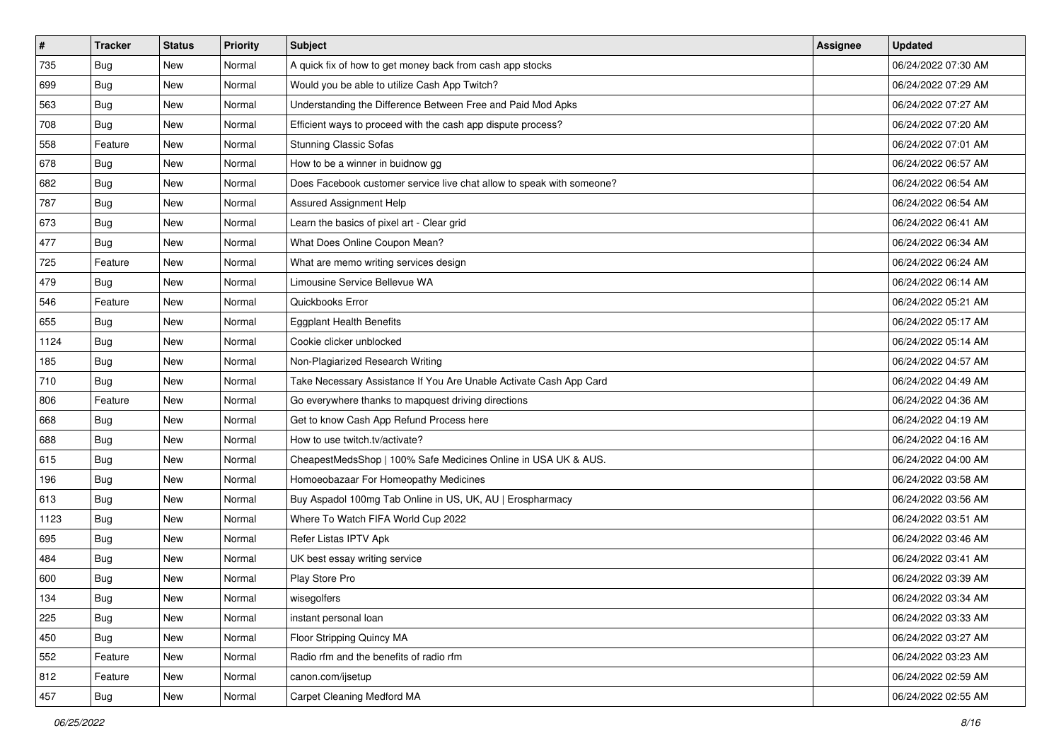| # | Tracker | Status | Priority | Subject | Assignee | Updated |
|---|---|---|---|---|---|---|
| 735 | Bug | New | Normal | A quick fix of how to get money back from cash app stocks | | 06/24/2022 07:30 AM |
| 699 | Bug | New | Normal | Would you be able to utilize Cash App Twitch? | | 06/24/2022 07:29 AM |
| 563 | Bug | New | Normal | Understanding the Difference Between Free and Paid Mod Apks | | 06/24/2022 07:27 AM |
| 708 | Bug | New | Normal | Efficient ways to proceed with the cash app dispute process? | | 06/24/2022 07:20 AM |
| 558 | Feature | New | Normal | Stunning Classic Sofas | | 06/24/2022 07:01 AM |
| 678 | Bug | New | Normal | How to be a winner in buidnow gg | | 06/24/2022 06:57 AM |
| 682 | Bug | New | Normal | Does Facebook customer service live chat allow to speak with someone? | | 06/24/2022 06:54 AM |
| 787 | Bug | New | Normal | Assured Assignment Help | | 06/24/2022 06:54 AM |
| 673 | Bug | New | Normal | Learn the basics of pixel art - Clear grid | | 06/24/2022 06:41 AM |
| 477 | Bug | New | Normal | What Does Online Coupon Mean? | | 06/24/2022 06:34 AM |
| 725 | Feature | New | Normal | What are memo writing services design | | 06/24/2022 06:24 AM |
| 479 | Bug | New | Normal | Limousine Service Bellevue WA | | 06/24/2022 06:14 AM |
| 546 | Feature | New | Normal | Quickbooks Error | | 06/24/2022 05:21 AM |
| 655 | Bug | New | Normal | Eggplant Health Benefits | | 06/24/2022 05:17 AM |
| 1124 | Bug | New | Normal | Cookie clicker unblocked | | 06/24/2022 05:14 AM |
| 185 | Bug | New | Normal | Non-Plagiarized Research Writing | | 06/24/2022 04:57 AM |
| 710 | Bug | New | Normal | Take Necessary Assistance If You Are Unable Activate Cash App Card | | 06/24/2022 04:49 AM |
| 806 | Feature | New | Normal | Go everywhere thanks to mapquest driving directions | | 06/24/2022 04:36 AM |
| 668 | Bug | New | Normal | Get to know Cash App Refund Process here | | 06/24/2022 04:19 AM |
| 688 | Bug | New | Normal | How to use twitch.tv/activate? | | 06/24/2022 04:16 AM |
| 615 | Bug | New | Normal | CheapestMedsShop \| 100% Safe Medicines Online in USA UK & AUS. | | 06/24/2022 04:00 AM |
| 196 | Bug | New | Normal | Homoeobazaar For Homeopathy Medicines | | 06/24/2022 03:58 AM |
| 613 | Bug | New | Normal | Buy Aspadol 100mg Tab Online in US, UK, AU \| Erospharmacy | | 06/24/2022 03:56 AM |
| 1123 | Bug | New | Normal | Where To Watch FIFA World Cup 2022 | | 06/24/2022 03:51 AM |
| 695 | Bug | New | Normal | Refer Listas IPTV Apk | | 06/24/2022 03:46 AM |
| 484 | Bug | New | Normal | UK best essay writing service | | 06/24/2022 03:41 AM |
| 600 | Bug | New | Normal | Play Store Pro | | 06/24/2022 03:39 AM |
| 134 | Bug | New | Normal | wisegolfers | | 06/24/2022 03:34 AM |
| 225 | Bug | New | Normal | instant personal loan | | 06/24/2022 03:33 AM |
| 450 | Bug | New | Normal | Floor Stripping Quincy MA | | 06/24/2022 03:27 AM |
| 552 | Feature | New | Normal | Radio rfm and the benefits of radio rfm | | 06/24/2022 03:23 AM |
| 812 | Feature | New | Normal | canon.com/ijsetup | | 06/24/2022 02:59 AM |
| 457 | Bug | New | Normal | Carpet Cleaning Medford MA | | 06/24/2022 02:55 AM |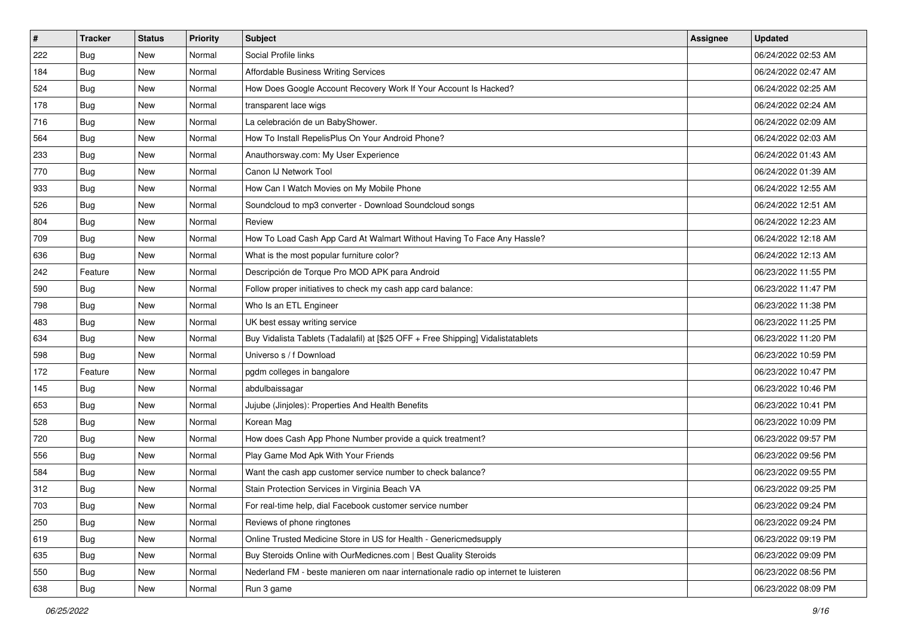| # | Tracker | Status | Priority | Subject | Assignee | Updated |
|---|---|---|---|---|---|---|
| 222 | Bug | New | Normal | Social Profile links | | 06/24/2022 02:53 AM |
| 184 | Bug | New | Normal | Affordable Business Writing Services | | 06/24/2022 02:47 AM |
| 524 | Bug | New | Normal | How Does Google Account Recovery Work If Your Account Is Hacked? | | 06/24/2022 02:25 AM |
| 178 | Bug | New | Normal | transparent lace wigs | | 06/24/2022 02:24 AM |
| 716 | Bug | New | Normal | La celebración de un BabyShower. | | 06/24/2022 02:09 AM |
| 564 | Bug | New | Normal | How To Install RepelisPlus On Your Android Phone? | | 06/24/2022 02:03 AM |
| 233 | Bug | New | Normal | Anauthorsway.com: My User Experience | | 06/24/2022 01:43 AM |
| 770 | Bug | New | Normal | Canon IJ Network Tool | | 06/24/2022 01:39 AM |
| 933 | Bug | New | Normal | How Can I Watch Movies on My Mobile Phone | | 06/24/2022 12:55 AM |
| 526 | Bug | New | Normal | Soundcloud to mp3 converter - Download Soundcloud songs | | 06/24/2022 12:51 AM |
| 804 | Bug | New | Normal | Review | | 06/24/2022 12:23 AM |
| 709 | Bug | New | Normal | How To Load Cash App Card At Walmart Without Having To Face Any Hassle? | | 06/24/2022 12:18 AM |
| 636 | Bug | New | Normal | What is the most popular furniture color? | | 06/24/2022 12:13 AM |
| 242 | Feature | New | Normal | Descripción de Torque Pro MOD APK para Android | | 06/23/2022 11:55 PM |
| 590 | Bug | New | Normal | Follow proper initiatives to check my cash app card balance: | | 06/23/2022 11:47 PM |
| 798 | Bug | New | Normal | Who Is an ETL Engineer | | 06/23/2022 11:38 PM |
| 483 | Bug | New | Normal | UK best essay writing service | | 06/23/2022 11:25 PM |
| 634 | Bug | New | Normal | Buy Vidalista Tablets (Tadalafil) at [$25 OFF + Free Shipping] Vidalistatablets | | 06/23/2022 11:20 PM |
| 598 | Bug | New | Normal | Universo s / f Download | | 06/23/2022 10:59 PM |
| 172 | Feature | New | Normal | pgdm colleges in bangalore | | 06/23/2022 10:47 PM |
| 145 | Bug | New | Normal | abdulbaissagar | | 06/23/2022 10:46 PM |
| 653 | Bug | New | Normal | Jujube (Jinjoles): Properties And Health Benefits | | 06/23/2022 10:41 PM |
| 528 | Bug | New | Normal | Korean Mag | | 06/23/2022 10:09 PM |
| 720 | Bug | New | Normal | How does Cash App Phone Number provide a quick treatment? | | 06/23/2022 09:57 PM |
| 556 | Bug | New | Normal | Play Game Mod Apk With Your Friends | | 06/23/2022 09:56 PM |
| 584 | Bug | New | Normal | Want the cash app customer service number to check balance? | | 06/23/2022 09:55 PM |
| 312 | Bug | New | Normal | Stain Protection Services in Virginia Beach VA | | 06/23/2022 09:25 PM |
| 703 | Bug | New | Normal | For real-time help, dial Facebook customer service number | | 06/23/2022 09:24 PM |
| 250 | Bug | New | Normal | Reviews of phone ringtones | | 06/23/2022 09:24 PM |
| 619 | Bug | New | Normal | Online Trusted Medicine Store in US for Health - Genericmedsupply | | 06/23/2022 09:19 PM |
| 635 | Bug | New | Normal | Buy Steroids Online with OurMedicnes.com \| Best Quality Steroids | | 06/23/2022 09:09 PM |
| 550 | Bug | New | Normal | Nederland FM - beste manieren om naar internationale radio op internet te luisteren | | 06/23/2022 08:56 PM |
| 638 | Bug | New | Normal | Run 3 game | | 06/23/2022 08:09 PM |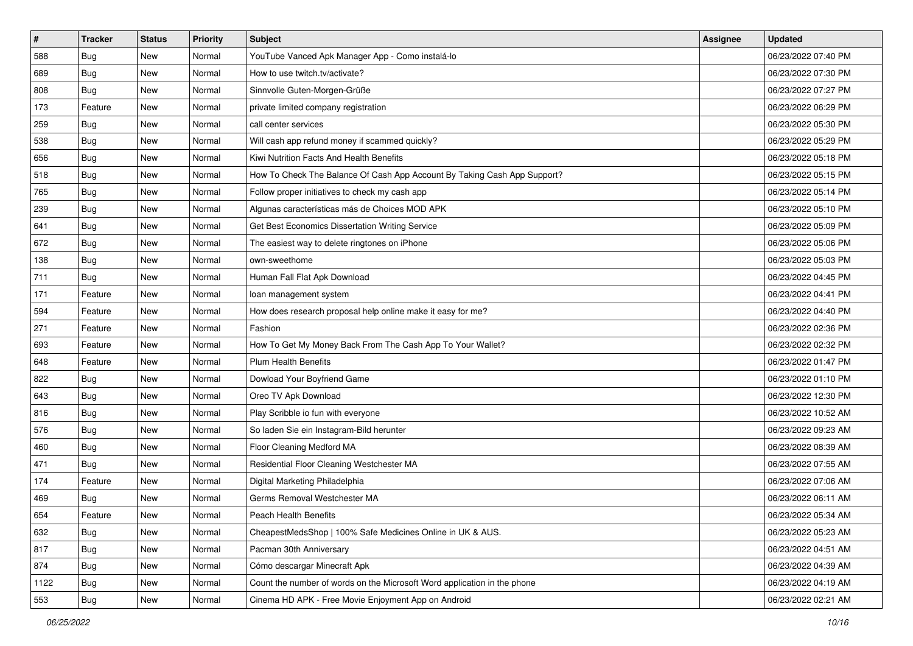| # | Tracker | Status | Priority | Subject | Assignee | Updated |
|---|---|---|---|---|---|---|
| 588 | Bug | New | Normal | YouTube Vanced Apk Manager App - Como instalá-lo | | 06/23/2022 07:40 PM |
| 689 | Bug | New | Normal | How to use twitch.tv/activate? | | 06/23/2022 07:30 PM |
| 808 | Bug | New | Normal | Sinnvolle Guten-Morgen-Grüße | | 06/23/2022 07:27 PM |
| 173 | Feature | New | Normal | private limited company registration | | 06/23/2022 06:29 PM |
| 259 | Bug | New | Normal | call center services | | 06/23/2022 05:30 PM |
| 538 | Bug | New | Normal | Will cash app refund money if scammed quickly? | | 06/23/2022 05:29 PM |
| 656 | Bug | New | Normal | Kiwi Nutrition Facts And Health Benefits | | 06/23/2022 05:18 PM |
| 518 | Bug | New | Normal | How To Check The Balance Of Cash App Account By Taking Cash App Support? | | 06/23/2022 05:15 PM |
| 765 | Bug | New | Normal | Follow proper initiatives to check my cash app | | 06/23/2022 05:14 PM |
| 239 | Bug | New | Normal | Algunas características más de Choices MOD APK | | 06/23/2022 05:10 PM |
| 641 | Bug | New | Normal | Get Best Economics Dissertation Writing Service | | 06/23/2022 05:09 PM |
| 672 | Bug | New | Normal | The easiest way to delete ringtones on iPhone | | 06/23/2022 05:06 PM |
| 138 | Bug | New | Normal | own-sweethome | | 06/23/2022 05:03 PM |
| 711 | Bug | New | Normal | Human Fall Flat Apk Download | | 06/23/2022 04:45 PM |
| 171 | Feature | New | Normal | loan management system | | 06/23/2022 04:41 PM |
| 594 | Feature | New | Normal | How does research proposal help online make it easy for me? | | 06/23/2022 04:40 PM |
| 271 | Feature | New | Normal | Fashion | | 06/23/2022 02:36 PM |
| 693 | Feature | New | Normal | How To Get My Money Back From The Cash App To Your Wallet? | | 06/23/2022 02:32 PM |
| 648 | Feature | New | Normal | Plum Health Benefits | | 06/23/2022 01:47 PM |
| 822 | Bug | New | Normal | Dowload Your Boyfriend Game | | 06/23/2022 01:10 PM |
| 643 | Bug | New | Normal | Oreo TV Apk Download | | 06/23/2022 12:30 PM |
| 816 | Bug | New | Normal | Play Scribble io fun with everyone | | 06/23/2022 10:52 AM |
| 576 | Bug | New | Normal | So laden Sie ein Instagram-Bild herunter | | 06/23/2022 09:23 AM |
| 460 | Bug | New | Normal | Floor Cleaning Medford MA | | 06/23/2022 08:39 AM |
| 471 | Bug | New | Normal | Residential Floor Cleaning Westchester MA | | 06/23/2022 07:55 AM |
| 174 | Feature | New | Normal | Digital Marketing Philadelphia | | 06/23/2022 07:06 AM |
| 469 | Bug | New | Normal | Germs Removal Westchester MA | | 06/23/2022 06:11 AM |
| 654 | Feature | New | Normal | Peach Health Benefits | | 06/23/2022 05:34 AM |
| 632 | Bug | New | Normal | CheapestMedsShop &#124; 100% Safe Medicines Online in UK & AUS. | | 06/23/2022 05:23 AM |
| 817 | Bug | New | Normal | Pacman 30th Anniversary | | 06/23/2022 04:51 AM |
| 874 | Bug | New | Normal | Cómo descargar Minecraft Apk | | 06/23/2022 04:39 AM |
| 1122 | Bug | New | Normal | Count the number of words on the Microsoft Word application in the phone | | 06/23/2022 04:19 AM |
| 553 | Bug | New | Normal | Cinema HD APK - Free Movie Enjoyment App on Android | | 06/23/2022 02:21 AM |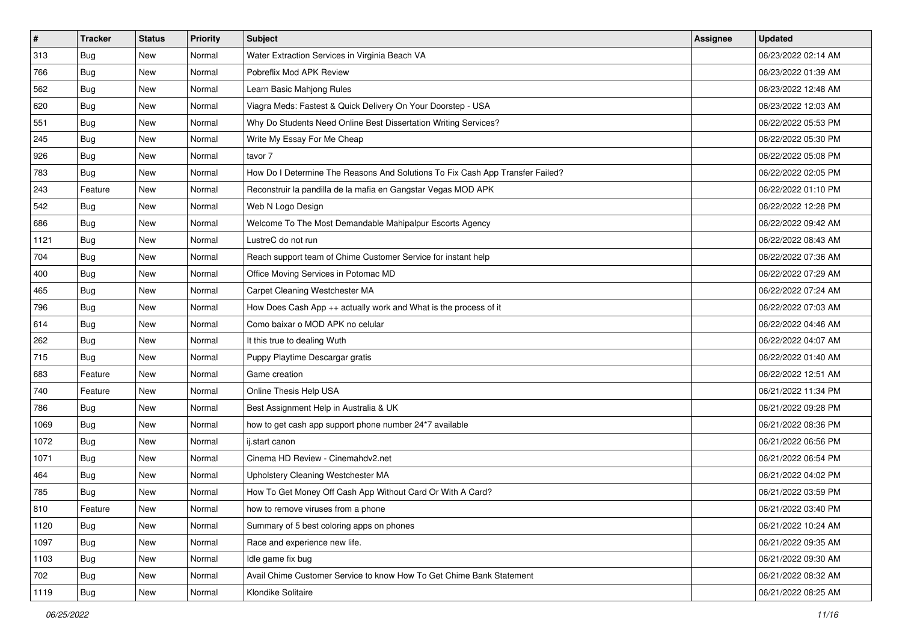| # | Tracker | Status | Priority | Subject | Assignee | Updated |
|---|---|---|---|---|---|---|
| 313 | Bug | New | Normal | Water Extraction Services in Virginia Beach VA | | 06/23/2022 02:14 AM |
| 766 | Bug | New | Normal | Pobreflix Mod APK Review | | 06/23/2022 01:39 AM |
| 562 | Bug | New | Normal | Learn Basic Mahjong Rules | | 06/23/2022 12:48 AM |
| 620 | Bug | New | Normal | Viagra Meds: Fastest & Quick Delivery On Your Doorstep - USA | | 06/23/2022 12:03 AM |
| 551 | Bug | New | Normal | Why Do Students Need Online Best Dissertation Writing Services? | | 06/22/2022 05:53 PM |
| 245 | Bug | New | Normal | Write My Essay For Me Cheap | | 06/22/2022 05:30 PM |
| 926 | Bug | New | Normal | tavor 7 | | 06/22/2022 05:08 PM |
| 783 | Bug | New | Normal | How Do I Determine The Reasons And Solutions To Fix Cash App Transfer Failed? | | 06/22/2022 02:05 PM |
| 243 | Feature | New | Normal | Reconstruir la pandilla de la mafia en Gangstar Vegas MOD APK | | 06/22/2022 01:10 PM |
| 542 | Bug | New | Normal | Web N Logo Design | | 06/22/2022 12:28 PM |
| 686 | Bug | New | Normal | Welcome To The Most Demandable Mahipalpur Escorts Agency | | 06/22/2022 09:42 AM |
| 1121 | Bug | New | Normal | LustreC do not run | | 06/22/2022 08:43 AM |
| 704 | Bug | New | Normal | Reach support team of Chime Customer Service for instant help | | 06/22/2022 07:36 AM |
| 400 | Bug | New | Normal | Office Moving Services in Potomac MD | | 06/22/2022 07:29 AM |
| 465 | Bug | New | Normal | Carpet Cleaning Westchester MA | | 06/22/2022 07:24 AM |
| 796 | Bug | New | Normal | How Does Cash App ++ actually work and What is the process of it | | 06/22/2022 07:03 AM |
| 614 | Bug | New | Normal | Como baixar o MOD APK no celular | | 06/22/2022 04:46 AM |
| 262 | Bug | New | Normal | It this true to dealing Wuth | | 06/22/2022 04:07 AM |
| 715 | Bug | New | Normal | Puppy Playtime Descargar gratis | | 06/22/2022 01:40 AM |
| 683 | Feature | New | Normal | Game creation | | 06/22/2022 12:51 AM |
| 740 | Feature | New | Normal | Online Thesis Help USA | | 06/21/2022 11:34 PM |
| 786 | Bug | New | Normal | Best Assignment Help in Australia & UK | | 06/21/2022 09:28 PM |
| 1069 | Bug | New | Normal | how to get cash app support phone number 24*7 available | | 06/21/2022 08:36 PM |
| 1072 | Bug | New | Normal | ij.start canon | | 06/21/2022 06:56 PM |
| 1071 | Bug | New | Normal | Cinema HD Review - Cinemahdv2.net | | 06/21/2022 06:54 PM |
| 464 | Bug | New | Normal | Upholstery Cleaning Westchester MA | | 06/21/2022 04:02 PM |
| 785 | Bug | New | Normal | How To Get Money Off Cash App Without Card Or With A Card? | | 06/21/2022 03:59 PM |
| 810 | Feature | New | Normal | how to remove viruses from a phone | | 06/21/2022 03:40 PM |
| 1120 | Bug | New | Normal | Summary of 5 best coloring apps on phones | | 06/21/2022 10:24 AM |
| 1097 | Bug | New | Normal | Race and experience new life. | | 06/21/2022 09:35 AM |
| 1103 | Bug | New | Normal | Idle game fix bug | | 06/21/2022 09:30 AM |
| 702 | Bug | New | Normal | Avail Chime Customer Service to know How To Get Chime Bank Statement | | 06/21/2022 08:32 AM |
| 1119 | Bug | New | Normal | Klondike Solitaire | | 06/21/2022 08:25 AM |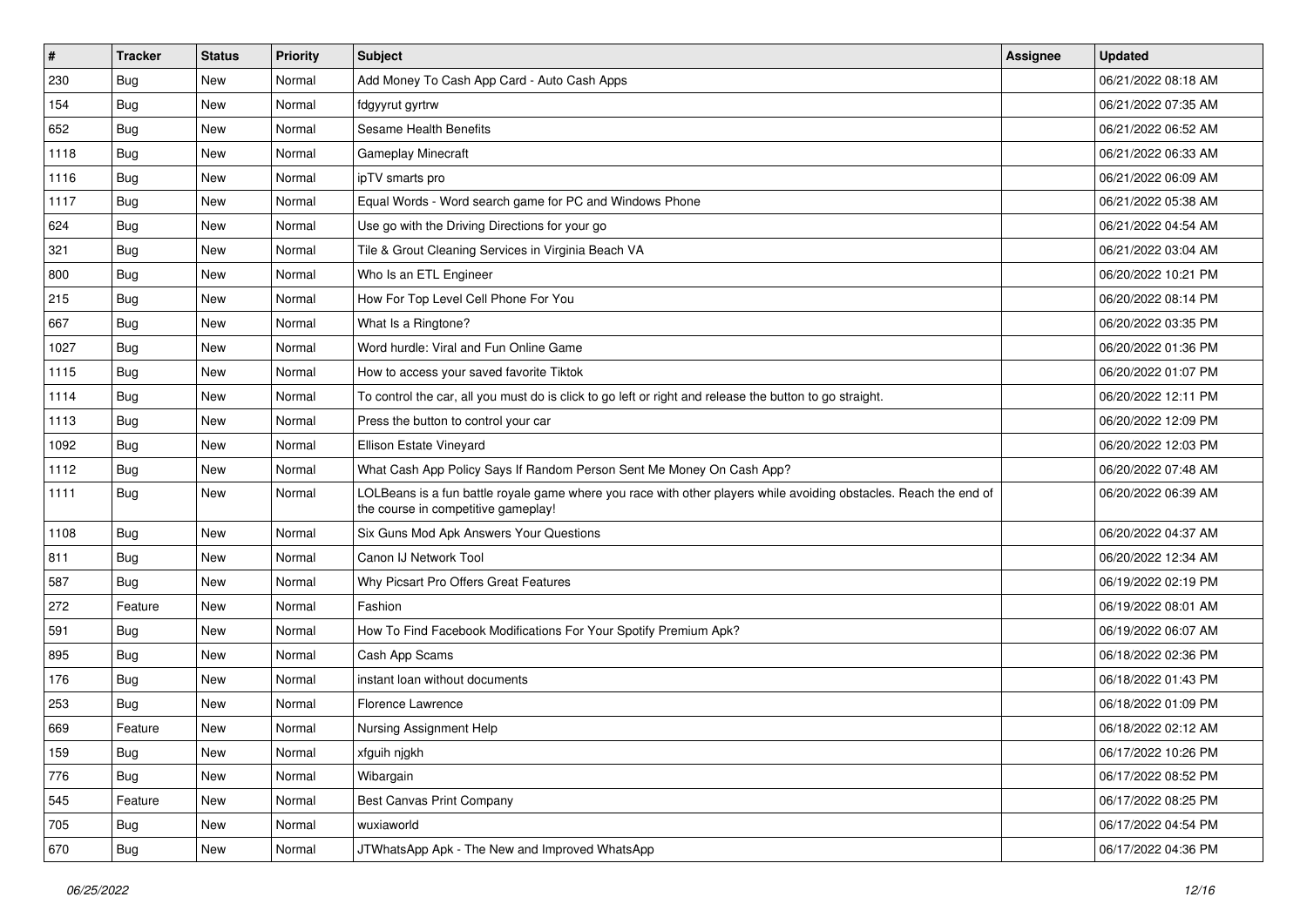| # | Tracker | Status | Priority | Subject | Assignee | Updated |
|---|---|---|---|---|---|---|
| 230 | Bug | New | Normal | Add Money To Cash App Card - Auto Cash Apps | | 06/21/2022 08:18 AM |
| 154 | Bug | New | Normal | fdgyyrut gyrtrw | | 06/21/2022 07:35 AM |
| 652 | Bug | New | Normal | Sesame Health Benefits | | 06/21/2022 06:52 AM |
| 1118 | Bug | New | Normal | Gameplay Minecraft | | 06/21/2022 06:33 AM |
| 1116 | Bug | New | Normal | ipTV smarts pro | | 06/21/2022 06:09 AM |
| 1117 | Bug | New | Normal | Equal Words - Word search game for PC and Windows Phone | | 06/21/2022 05:38 AM |
| 624 | Bug | New | Normal | Use go with the Driving Directions for your go | | 06/21/2022 04:54 AM |
| 321 | Bug | New | Normal | Tile & Grout Cleaning Services in Virginia Beach VA | | 06/21/2022 03:04 AM |
| 800 | Bug | New | Normal | Who Is an ETL Engineer | | 06/20/2022 10:21 PM |
| 215 | Bug | New | Normal | How For Top Level Cell Phone For You | | 06/20/2022 08:14 PM |
| 667 | Bug | New | Normal | What Is a Ringtone? | | 06/20/2022 03:35 PM |
| 1027 | Bug | New | Normal | Word hurdle: Viral and Fun Online Game | | 06/20/2022 01:36 PM |
| 1115 | Bug | New | Normal | How to access your saved favorite Tiktok | | 06/20/2022 01:07 PM |
| 1114 | Bug | New | Normal | To control the car, all you must do is click to go left or right and release the button to go straight. | | 06/20/2022 12:11 PM |
| 1113 | Bug | New | Normal | Press the button to control your car | | 06/20/2022 12:09 PM |
| 1092 | Bug | New | Normal | Ellison Estate Vineyard | | 06/20/2022 12:03 PM |
| 1112 | Bug | New | Normal | What Cash App Policy Says If Random Person Sent Me Money On Cash App? | | 06/20/2022 07:48 AM |
| 1111 | Bug | New | Normal | LOLBeans is a fun battle royale game where you race with other players while avoiding obstacles. Reach the end of the course in competitive gameplay! | | 06/20/2022 06:39 AM |
| 1108 | Bug | New | Normal | Six Guns Mod Apk Answers Your Questions | | 06/20/2022 04:37 AM |
| 811 | Bug | New | Normal | Canon IJ Network Tool | | 06/20/2022 12:34 AM |
| 587 | Bug | New | Normal | Why Picsart Pro Offers Great Features | | 06/19/2022 02:19 PM |
| 272 | Feature | New | Normal | Fashion | | 06/19/2022 08:01 AM |
| 591 | Bug | New | Normal | How To Find Facebook Modifications For Your Spotify Premium Apk? | | 06/19/2022 06:07 AM |
| 895 | Bug | New | Normal | Cash App Scams | | 06/18/2022 02:36 PM |
| 176 | Bug | New | Normal | instant loan without documents | | 06/18/2022 01:43 PM |
| 253 | Bug | New | Normal | Florence Lawrence | | 06/18/2022 01:09 PM |
| 669 | Feature | New | Normal | Nursing Assignment Help | | 06/18/2022 02:12 AM |
| 159 | Bug | New | Normal | xfguih njgkh | | 06/17/2022 10:26 PM |
| 776 | Bug | New | Normal | Wibargain | | 06/17/2022 08:52 PM |
| 545 | Feature | New | Normal | Best Canvas Print Company | | 06/17/2022 08:25 PM |
| 705 | Bug | New | Normal | wuxiaworld | | 06/17/2022 04:54 PM |
| 670 | Bug | New | Normal | JTWhatsApp Apk - The New and Improved WhatsApp | | 06/17/2022 04:36 PM |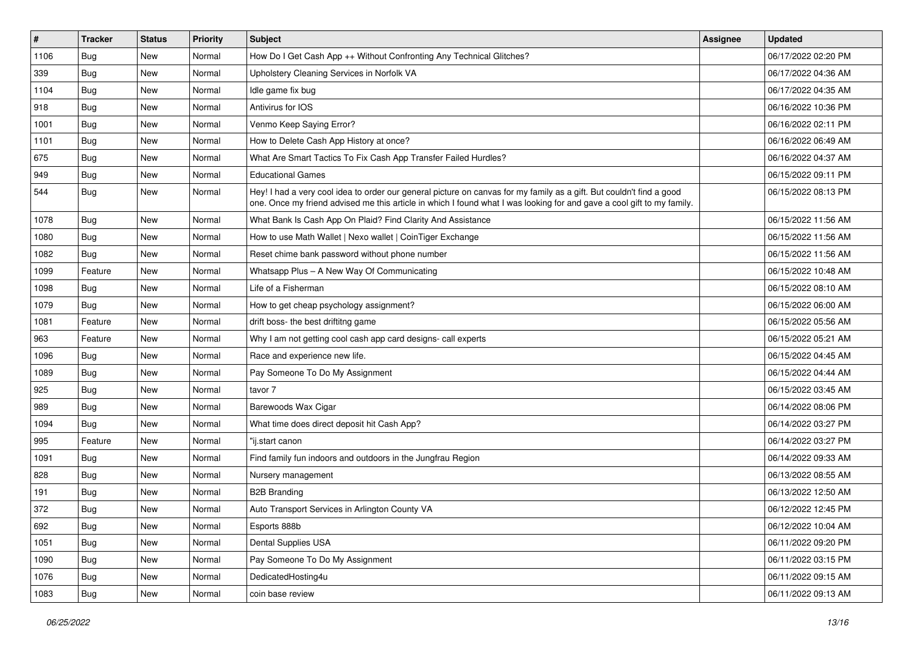| # | Tracker | Status | Priority | Subject | Assignee | Updated |
|---|---|---|---|---|---|---|
| 1106 | Bug | New | Normal | How Do I Get Cash App ++ Without Confronting Any Technical Glitches? | | 06/17/2022 02:20 PM |
| 339 | Bug | New | Normal | Upholstery Cleaning Services in Norfolk VA | | 06/17/2022 04:36 AM |
| 1104 | Bug | New | Normal | Idle game fix bug | | 06/17/2022 04:35 AM |
| 918 | Bug | New | Normal | Antivirus for IOS | | 06/16/2022 10:36 PM |
| 1001 | Bug | New | Normal | Venmo Keep Saying Error? | | 06/16/2022 02:11 PM |
| 1101 | Bug | New | Normal | How to Delete Cash App History at once? | | 06/16/2022 06:49 AM |
| 675 | Bug | New | Normal | What Are Smart Tactics To Fix Cash App Transfer Failed Hurdles? | | 06/16/2022 04:37 AM |
| 949 | Bug | New | Normal | Educational Games | | 06/15/2022 09:11 PM |
| 544 | Bug | New | Normal | Hey! I had a very cool idea to order our general picture on canvas for my family as a gift. But couldn't find a good one. Once my friend advised me this article in which I found what I was looking for and gave a cool gift to my family. | | 06/15/2022 08:13 PM |
| 1078 | Bug | New | Normal | What Bank Is Cash App On Plaid? Find Clarity And Assistance | | 06/15/2022 11:56 AM |
| 1080 | Bug | New | Normal | How to use Math Wallet \| Nexo wallet \| CoinTiger Exchange | | 06/15/2022 11:56 AM |
| 1082 | Bug | New | Normal | Reset chime bank password without phone number | | 06/15/2022 11:56 AM |
| 1099 | Feature | New | Normal | Whatsapp Plus – A New Way Of Communicating | | 06/15/2022 10:48 AM |
| 1098 | Bug | New | Normal | Life of a Fisherman | | 06/15/2022 08:10 AM |
| 1079 | Bug | New | Normal | How to get cheap psychology assignment? | | 06/15/2022 06:00 AM |
| 1081 | Feature | New | Normal | drift boss- the best driftitng game | | 06/15/2022 05:56 AM |
| 963 | Feature | New | Normal | Why I am not getting cool cash app card designs- call experts | | 06/15/2022 05:21 AM |
| 1096 | Bug | New | Normal | Race and experience new life. | | 06/15/2022 04:45 AM |
| 1089 | Bug | New | Normal | Pay Someone To Do My Assignment | | 06/15/2022 04:44 AM |
| 925 | Bug | New | Normal | tavor 7 | | 06/15/2022 03:45 AM |
| 989 | Bug | New | Normal | Barewoods Wax Cigar | | 06/14/2022 08:06 PM |
| 1094 | Bug | New | Normal | What time does direct deposit hit Cash App? | | 06/14/2022 03:27 PM |
| 995 | Feature | New | Normal | "ij.start canon | | 06/14/2022 03:27 PM |
| 1091 | Bug | New | Normal | Find family fun indoors and outdoors in the Jungfrau Region | | 06/14/2022 09:33 AM |
| 828 | Bug | New | Normal | Nursery management | | 06/13/2022 08:55 AM |
| 191 | Bug | New | Normal | B2B Branding | | 06/13/2022 12:50 AM |
| 372 | Bug | New | Normal | Auto Transport Services in Arlington County VA | | 06/12/2022 12:45 PM |
| 692 | Bug | New | Normal | Esports 888b | | 06/12/2022 10:04 AM |
| 1051 | Bug | New | Normal | Dental Supplies USA | | 06/11/2022 09:20 PM |
| 1090 | Bug | New | Normal | Pay Someone To Do My Assignment | | 06/11/2022 03:15 PM |
| 1076 | Bug | New | Normal | DedicatedHosting4u | | 06/11/2022 09:15 AM |
| 1083 | Bug | New | Normal | coin base review | | 06/11/2022 09:13 AM |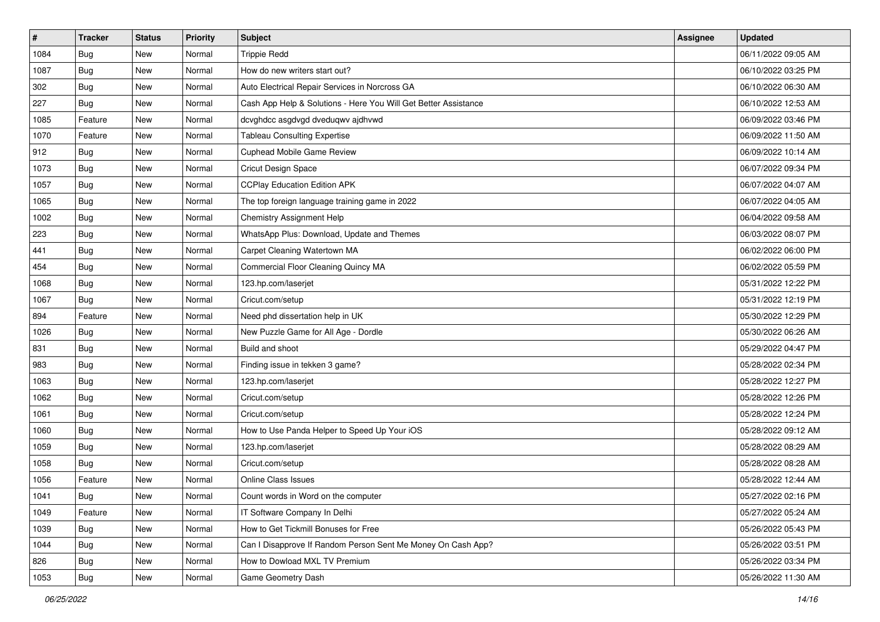| # | Tracker | Status | Priority | Subject | Assignee | Updated |
|---|---|---|---|---|---|---|
| 1084 | Bug | New | Normal | Trippie Redd | | 06/11/2022 09:05 AM |
| 1087 | Bug | New | Normal | How do new writers start out? | | 06/10/2022 03:25 PM |
| 302 | Bug | New | Normal | Auto Electrical Repair Services in Norcross GA | | 06/10/2022 06:30 AM |
| 227 | Bug | New | Normal | Cash App Help & Solutions - Here You Will Get Better Assistance | | 06/10/2022 12:53 AM |
| 1085 | Feature | New | Normal | dcvghdcc asgdvgd dveduqwv ajdhvwd | | 06/09/2022 03:46 PM |
| 1070 | Feature | New | Normal | Tableau Consulting Expertise | | 06/09/2022 11:50 AM |
| 912 | Bug | New | Normal | Cuphead Mobile Game Review | | 06/09/2022 10:14 AM |
| 1073 | Bug | New | Normal | Cricut Design Space | | 06/07/2022 09:34 PM |
| 1057 | Bug | New | Normal | CCPlay Education Edition APK | | 06/07/2022 04:07 AM |
| 1065 | Bug | New | Normal | The top foreign language training game in 2022 | | 06/07/2022 04:05 AM |
| 1002 | Bug | New | Normal | Chemistry Assignment Help | | 06/04/2022 09:58 AM |
| 223 | Bug | New | Normal | WhatsApp Plus: Download, Update and Themes | | 06/03/2022 08:07 PM |
| 441 | Bug | New | Normal | Carpet Cleaning Watertown MA | | 06/02/2022 06:00 PM |
| 454 | Bug | New | Normal | Commercial Floor Cleaning Quincy MA | | 06/02/2022 05:59 PM |
| 1068 | Bug | New | Normal | 123.hp.com/laserjet | | 05/31/2022 12:22 PM |
| 1067 | Bug | New | Normal | Cricut.com/setup | | 05/31/2022 12:19 PM |
| 894 | Feature | New | Normal | Need phd dissertation help in UK | | 05/30/2022 12:29 PM |
| 1026 | Bug | New | Normal | New Puzzle Game for All Age - Dordle | | 05/30/2022 06:26 AM |
| 831 | Bug | New | Normal | Build and shoot | | 05/29/2022 04:47 PM |
| 983 | Bug | New | Normal | Finding issue in tekken 3 game? | | 05/28/2022 02:34 PM |
| 1063 | Bug | New | Normal | 123.hp.com/laserjet | | 05/28/2022 12:27 PM |
| 1062 | Bug | New | Normal | Cricut.com/setup | | 05/28/2022 12:26 PM |
| 1061 | Bug | New | Normal | Cricut.com/setup | | 05/28/2022 12:24 PM |
| 1060 | Bug | New | Normal | How to Use Panda Helper to Speed Up Your iOS | | 05/28/2022 09:12 AM |
| 1059 | Bug | New | Normal | 123.hp.com/laserjet | | 05/28/2022 08:29 AM |
| 1058 | Bug | New | Normal | Cricut.com/setup | | 05/28/2022 08:28 AM |
| 1056 | Feature | New | Normal | Online Class Issues | | 05/28/2022 12:44 AM |
| 1041 | Bug | New | Normal | Count words in Word on the computer | | 05/27/2022 02:16 PM |
| 1049 | Feature | New | Normal | IT Software Company In Delhi | | 05/27/2022 05:24 AM |
| 1039 | Bug | New | Normal | How to Get Tickmill Bonuses for Free | | 05/26/2022 05:43 PM |
| 1044 | Bug | New | Normal | Can I Disapprove If Random Person Sent Me Money On Cash App? | | 05/26/2022 03:51 PM |
| 826 | Bug | New | Normal | How to Dowload MXL TV Premium | | 05/26/2022 03:34 PM |
| 1053 | Bug | New | Normal | Game Geometry Dash | | 05/26/2022 11:30 AM |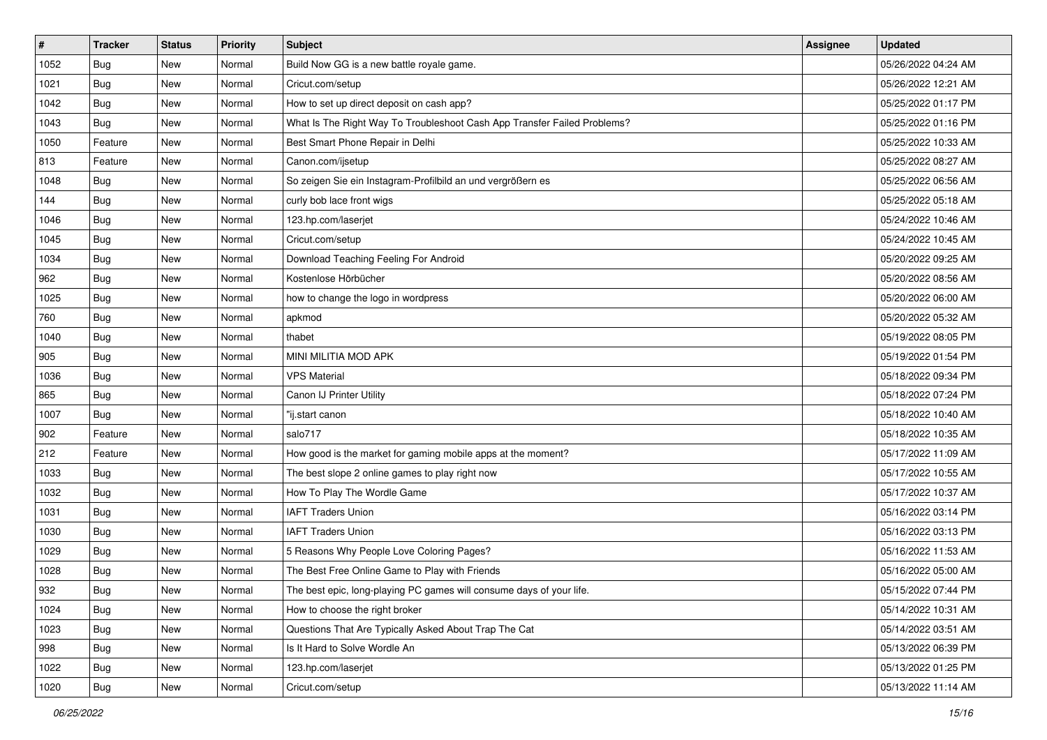| # | Tracker | Status | Priority | Subject | Assignee | Updated |
| --- | --- | --- | --- | --- | --- | --- |
| 1052 | Bug | New | Normal | Build Now GG is a new battle royale game. | | 05/26/2022 04:24 AM |
| 1021 | Bug | New | Normal | Cricut.com/setup | | 05/26/2022 12:21 AM |
| 1042 | Bug | New | Normal | How to set up direct deposit on cash app? | | 05/25/2022 01:17 PM |
| 1043 | Bug | New | Normal | What Is The Right Way To Troubleshoot Cash App Transfer Failed Problems? | | 05/25/2022 01:16 PM |
| 1050 | Feature | New | Normal | Best Smart Phone Repair in Delhi | | 05/25/2022 10:33 AM |
| 813 | Feature | New | Normal | Canon.com/ijsetup | | 05/25/2022 08:27 AM |
| 1048 | Bug | New | Normal | So zeigen Sie ein Instagram-Profilbild an und vergrößern es | | 05/25/2022 06:56 AM |
| 144 | Bug | New | Normal | curly bob lace front wigs | | 05/25/2022 05:18 AM |
| 1046 | Bug | New | Normal | 123.hp.com/laserjet | | 05/24/2022 10:46 AM |
| 1045 | Bug | New | Normal | Cricut.com/setup | | 05/24/2022 10:45 AM |
| 1034 | Bug | New | Normal | Download Teaching Feeling For Android | | 05/20/2022 09:25 AM |
| 962 | Bug | New | Normal | Kostenlose Hörbücher | | 05/20/2022 08:56 AM |
| 1025 | Bug | New | Normal | how to change the logo in wordpress | | 05/20/2022 06:00 AM |
| 760 | Bug | New | Normal | apkmod | | 05/20/2022 05:32 AM |
| 1040 | Bug | New | Normal | thabet | | 05/19/2022 08:05 PM |
| 905 | Bug | New | Normal | MINI MILITIA MOD APK | | 05/19/2022 01:54 PM |
| 1036 | Bug | New | Normal | VPS Material | | 05/18/2022 09:34 PM |
| 865 | Bug | New | Normal | Canon IJ Printer Utility | | 05/18/2022 07:24 PM |
| 1007 | Bug | New | Normal | "ij.start canon | | 05/18/2022 10:40 AM |
| 902 | Feature | New | Normal | salo717 | | 05/18/2022 10:35 AM |
| 212 | Feature | New | Normal | How good is the market for gaming mobile apps at the moment? | | 05/17/2022 11:09 AM |
| 1033 | Bug | New | Normal | The best slope 2 online games to play right now | | 05/17/2022 10:55 AM |
| 1032 | Bug | New | Normal | How To Play The Wordle Game | | 05/17/2022 10:37 AM |
| 1031 | Bug | New | Normal | IAFT Traders Union | | 05/16/2022 03:14 PM |
| 1030 | Bug | New | Normal | IAFT Traders Union | | 05/16/2022 03:13 PM |
| 1029 | Bug | New | Normal | 5 Reasons Why People Love Coloring Pages? | | 05/16/2022 11:53 AM |
| 1028 | Bug | New | Normal | The Best Free Online Game to Play with Friends | | 05/16/2022 05:00 AM |
| 932 | Bug | New | Normal | The best epic, long-playing PC games will consume days of your life. | | 05/15/2022 07:44 PM |
| 1024 | Bug | New | Normal | How to choose the right broker | | 05/14/2022 10:31 AM |
| 1023 | Bug | New | Normal | Questions That Are Typically Asked About Trap The Cat | | 05/14/2022 03:51 AM |
| 998 | Bug | New | Normal | Is It Hard to Solve Wordle An | | 05/13/2022 06:39 PM |
| 1022 | Bug | New | Normal | 123.hp.com/laserjet | | 05/13/2022 01:25 PM |
| 1020 | Bug | New | Normal | Cricut.com/setup | | 05/13/2022 11:14 AM |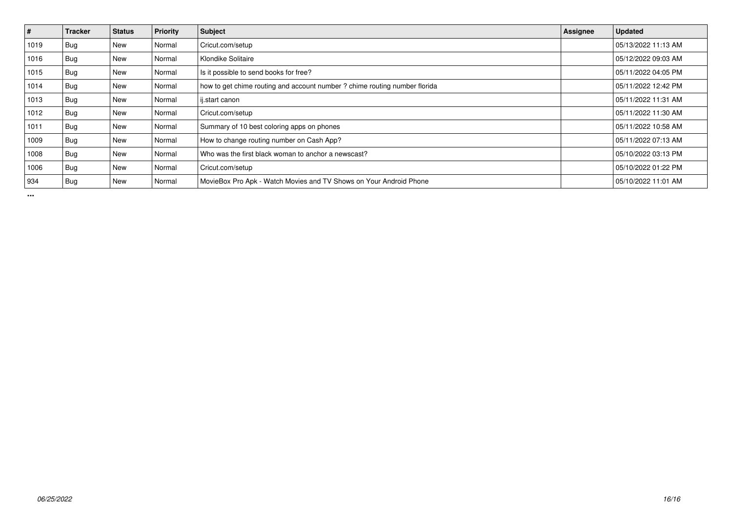| # | Tracker | Status | Priority | Subject | Assignee | Updated |
|---|---|---|---|---|---|---|
| 1019 | Bug | New | Normal | Cricut.com/setup | | 05/13/2022 11:13 AM |
| 1016 | Bug | New | Normal | Klondike Solitaire | | 05/12/2022 09:03 AM |
| 1015 | Bug | New | Normal | Is it possible to send books for free? | | 05/11/2022 04:05 PM |
| 1014 | Bug | New | Normal | how to get chime routing and account number ? chime routing number florida | | 05/11/2022 12:42 PM |
| 1013 | Bug | New | Normal | ij.start canon | | 05/11/2022 11:31 AM |
| 1012 | Bug | New | Normal | Cricut.com/setup | | 05/11/2022 11:30 AM |
| 1011 | Bug | New | Normal | Summary of 10 best coloring apps on phones | | 05/11/2022 10:58 AM |
| 1009 | Bug | New | Normal | How to change routing number on Cash App? | | 05/11/2022 07:13 AM |
| 1008 | Bug | New | Normal | Who was the first black woman to anchor a newscast? | | 05/10/2022 03:13 PM |
| 1006 | Bug | New | Normal | Cricut.com/setup | | 05/10/2022 01:22 PM |
| 934 | Bug | New | Normal | MovieBox Pro Apk - Watch Movies and TV Shows on Your Android Phone | | 05/10/2022 11:01 AM |

...